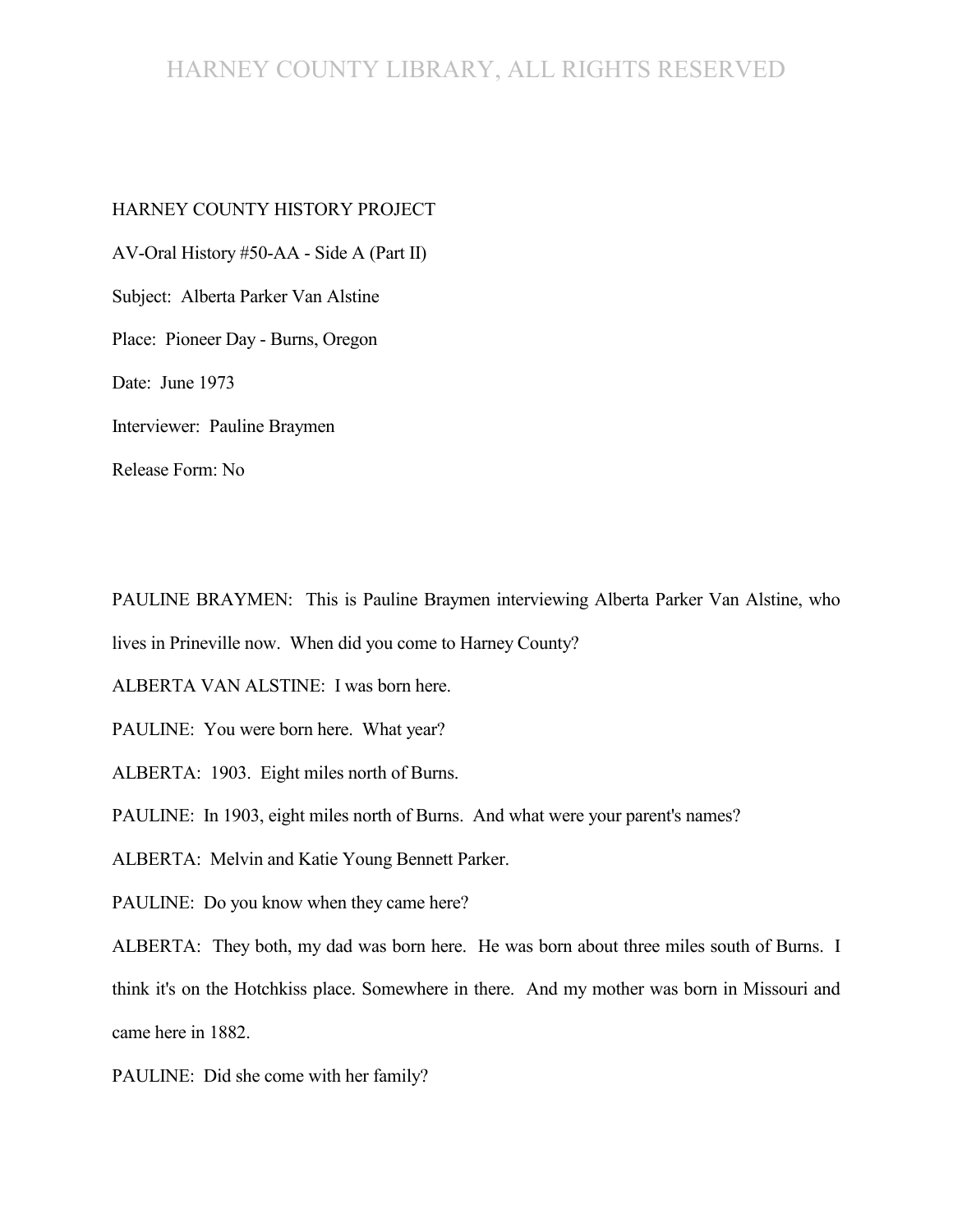HARNEY COUNTY HISTORY PROJECT

AV-Oral History #50-AA - Side A (Part II)

Subject: Alberta Parker Van Alstine

Place: Pioneer Day - Burns, Oregon

Date: June 1973

Interviewer: Pauline Braymen

Release Form: No

PAULINE BRAYMEN: This is Pauline Braymen interviewing Alberta Parker Van Alstine, who lives in Prineville now. When did you come to Harney County?

ALBERTA VAN ALSTINE: I was born here.

PAULINE: You were born here. What year?

ALBERTA: 1903. Eight miles north of Burns.

PAULINE: In 1903, eight miles north of Burns. And what were your parent's names?

ALBERTA: Melvin and Katie Young Bennett Parker.

PAULINE: Do you know when they came here?

ALBERTA: They both, my dad was born here. He was born about three miles south of Burns. I think it's on the Hotchkiss place. Somewhere in there. And my mother was born in Missouri and came here in 1882.

PAULINE: Did she come with her family?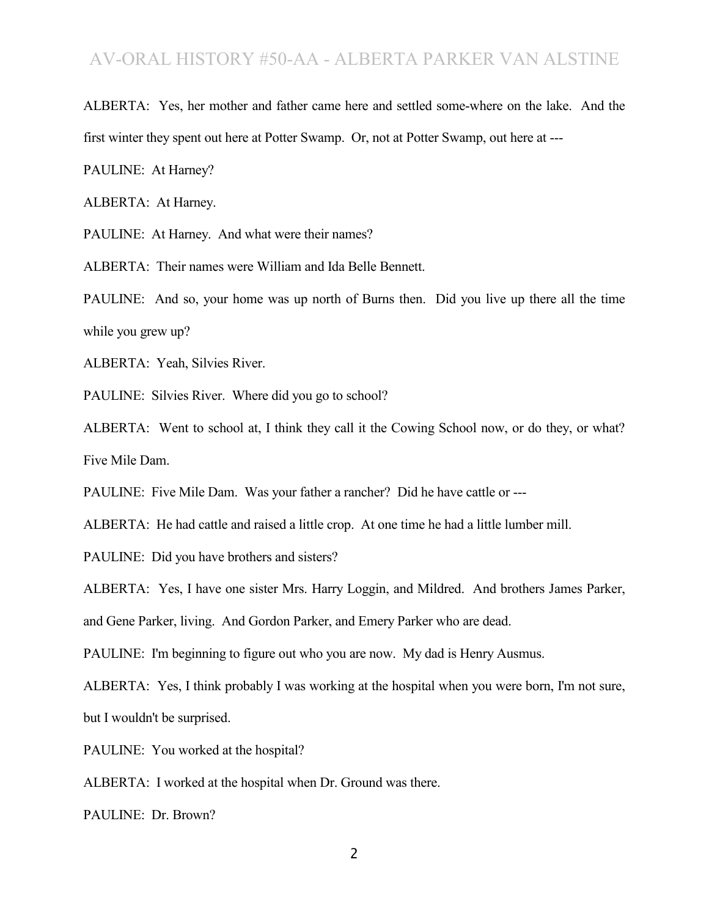ALBERTA: Yes, her mother and father came here and settled some-where on the lake. And the first winter they spent out here at Potter Swamp. Or, not at Potter Swamp, out here at ---

PAULINE: At Harney?

ALBERTA: At Harney.

PAULINE: At Harney. And what were their names?

ALBERTA: Their names were William and Ida Belle Bennett.

PAULINE: And so, your home was up north of Burns then. Did you live up there all the time while you grew up?

ALBERTA: Yeah, Silvies River.

PAULINE: Silvies River. Where did you go to school?

ALBERTA: Went to school at, I think they call it the Cowing School now, or do they, or what? Five Mile Dam.

PAULINE: Five Mile Dam. Was your father a rancher? Did he have cattle or ---

ALBERTA: He had cattle and raised a little crop. At one time he had a little lumber mill.

PAULINE: Did you have brothers and sisters?

ALBERTA: Yes, I have one sister Mrs. Harry Loggin, and Mildred. And brothers James Parker, and Gene Parker, living. And Gordon Parker, and Emery Parker who are dead.

PAULINE: I'm beginning to figure out who you are now. My dad is Henry Ausmus.

ALBERTA: Yes, I think probably I was working at the hospital when you were born, I'm not sure, but I wouldn't be surprised.

PAULINE: You worked at the hospital?

ALBERTA: I worked at the hospital when Dr. Ground was there.

PAULINE: Dr. Brown?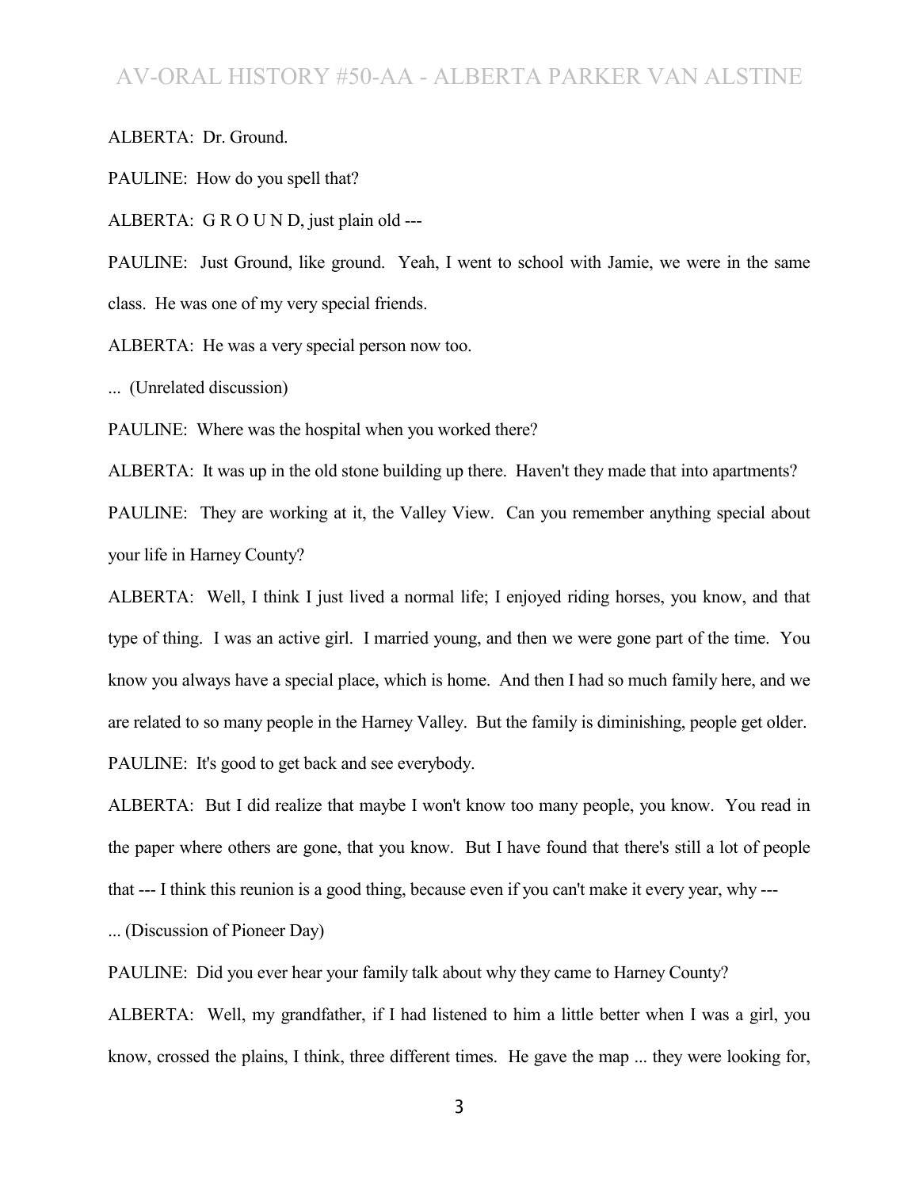ALBERTA: Dr. Ground.

PAULINE: How do you spell that?

ALBERTA: G R O U N D, just plain old ---

PAULINE: Just Ground, like ground. Yeah, I went to school with Jamie, we were in the same class. He was one of my very special friends.

ALBERTA: He was a very special person now too.

... (Unrelated discussion)

PAULINE: Where was the hospital when you worked there?

ALBERTA: It was up in the old stone building up there. Haven't they made that into apartments?

PAULINE: They are working at it, the Valley View. Can you remember anything special about your life in Harney County?

ALBERTA: Well, I think I just lived a normal life; I enjoyed riding horses, you know, and that type of thing. I was an active girl. I married young, and then we were gone part of the time. You know you always have a special place, which is home. And then I had so much family here, and we are related to so many people in the Harney Valley. But the family is diminishing, people get older.

PAULINE: It's good to get back and see everybody.

ALBERTA: But I did realize that maybe I won't know too many people, you know. You read in the paper where others are gone, that you know. But I have found that there's still a lot of people that --- I think this reunion is a good thing, because even if you can't make it every year, why ---

... (Discussion of Pioneer Day)

PAULINE: Did you ever hear your family talk about why they came to Harney County?

ALBERTA: Well, my grandfather, if I had listened to him a little better when I was a girl, you know, crossed the plains, I think, three different times. He gave the map ... they were looking for,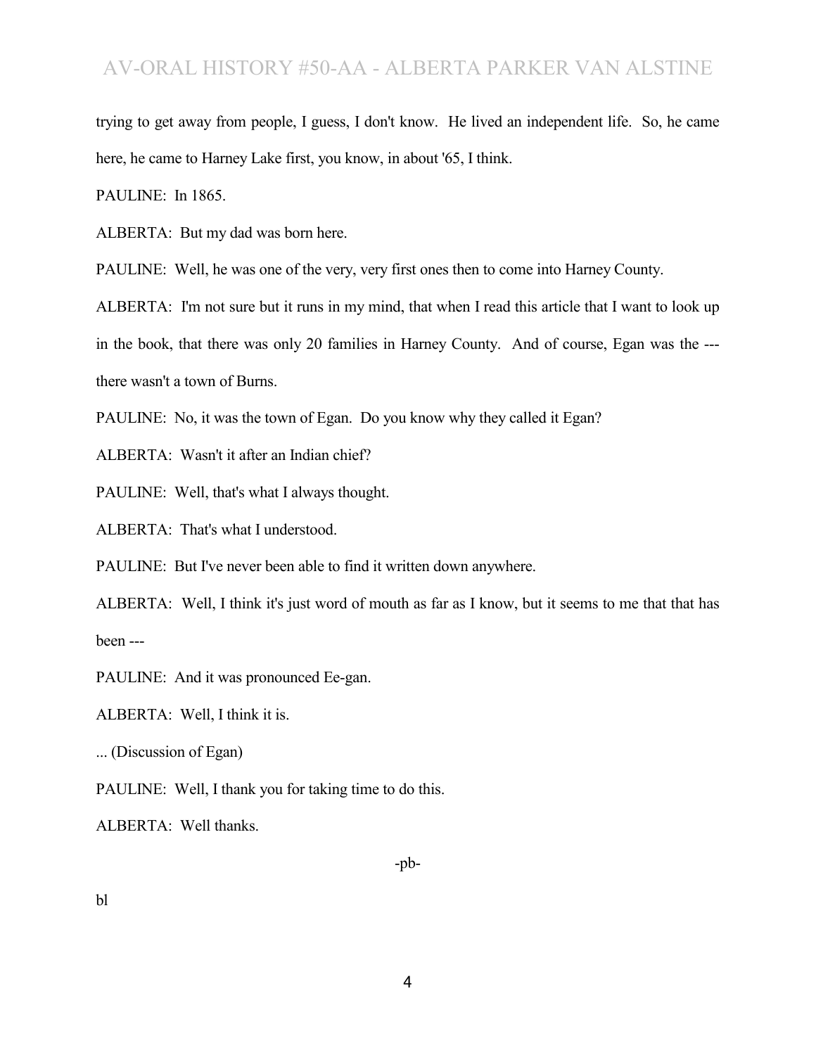trying to get away from people, I guess, I don't know. He lived an independent life. So, he came here, he came to Harney Lake first, you know, in about '65, I think.

PAULINE: In 1865.

ALBERTA: But my dad was born here.

PAULINE: Well, he was one of the very, very first ones then to come into Harney County.

ALBERTA: I'm not sure but it runs in my mind, that when I read this article that I want to look up in the book, that there was only 20 families in Harney County. And of course, Egan was the --- there wasn't a town of Burns.

PAULINE: No, it was the town of Egan. Do you know why they called it Egan?

ALBERTA: Wasn't it after an Indian chief?

PAULINE: Well, that's what I always thought.

ALBERTA: That's what I understood.

PAULINE: But I've never been able to find it written down anywhere.

ALBERTA: Well, I think it's just word of mouth as far as I know, but it seems to me that that has been ---

PAULINE: And it was pronounced Ee-gan.

ALBERTA: Well, I think it is.

... (Discussion of Egan)

PAULINE: Well, I thank you for taking time to do this.

ALBERTA: Well thanks.

-pb-

bl